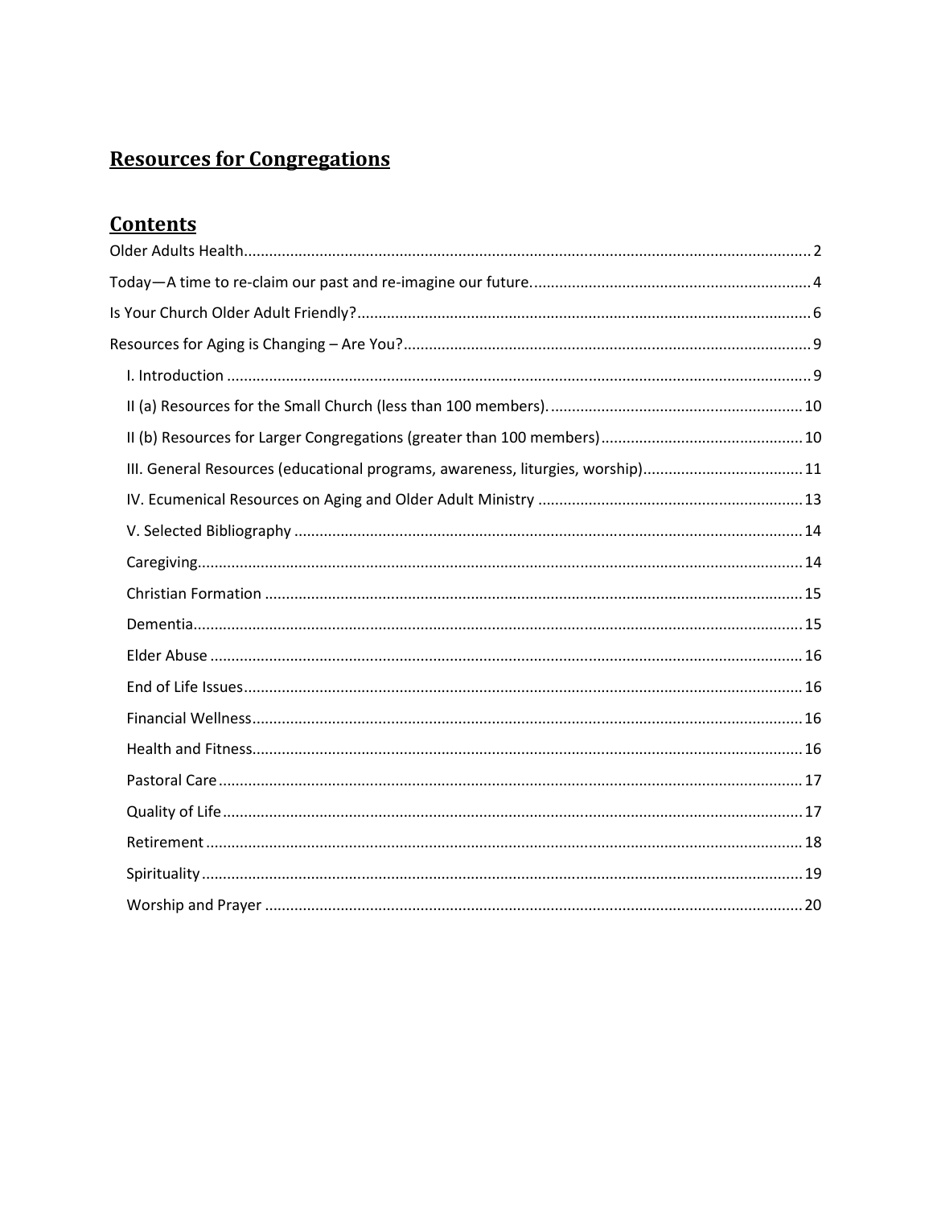# Resources for Congregations

## Contents

Older Adults Health ..... 2

Today—A time to re-claim our past and re-imagine our future. ..... 4

Is Your Church Older Adult Friendly? ..... 6

Resources for Aging is Changing – Are You? ..... 9

- I. Introduction ..... 9
- II (a) Resources for the Small Church (less than 100 members). ..... 10
- II (b) Resources for Larger Congregations (greater than 100 members) ..... 10
- III. General Resources (educational programs, awareness, liturgies, worship) ..... 11
- IV. Ecumenical Resources on Aging and Older Adult Ministry ..... 13
- V. Selected Bibliography ..... 14
- Caregiving ..... 14
- Christian Formation ..... 15
- Dementia ..... 15
- Elder Abuse ..... 16
- End of Life Issues ..... 16
- Financial Wellness ..... 16
- Health and Fitness ..... 16
- Pastoral Care ..... 17
- Quality of Life ..... 17
- Retirement ..... 18
- Spirituality ..... 19
- Worship and Prayer ..... 20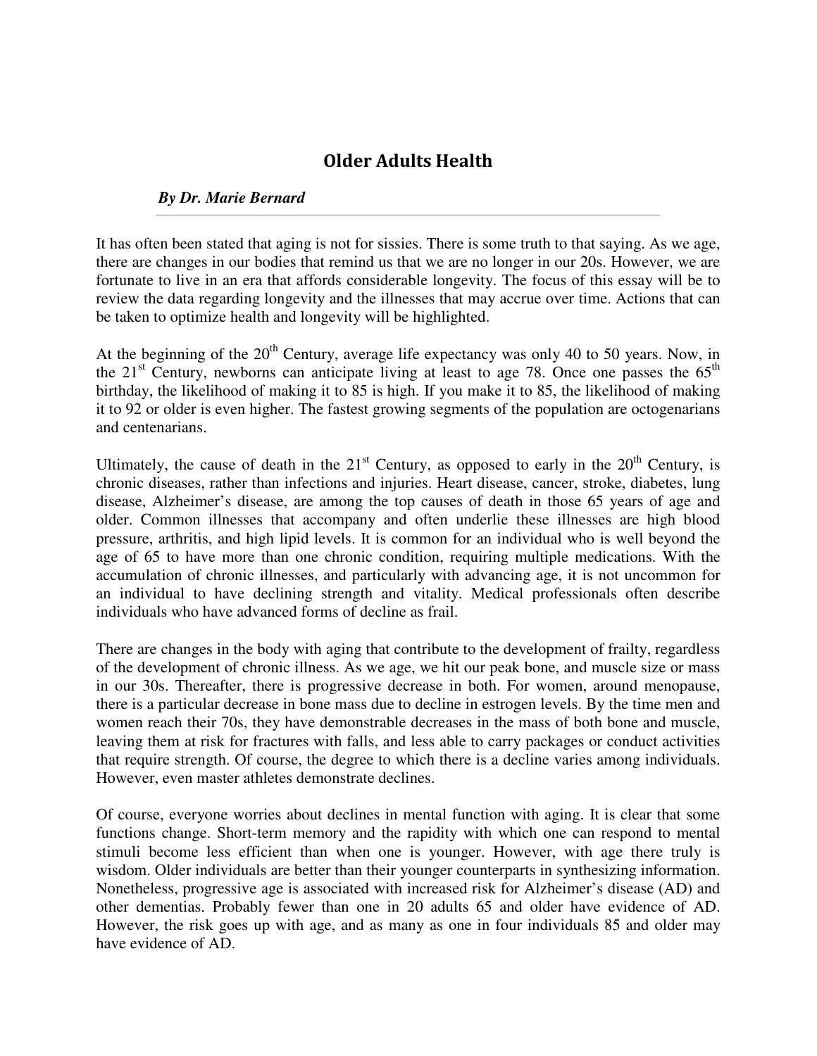# Older Adults Health

***By Dr. Marie Bernard***

---

It has often been stated that aging is not for sissies. There is some truth to that saying. As we age, there are changes in our bodies that remind us that we are no longer in our 20s. However, we are fortunate to live in an era that affords considerable longevity. The focus of this essay will be to review the data regarding longevity and the illnesses that may accrue over time. Actions that can be taken to optimize health and longevity will be highlighted.

At the beginning of the 20th Century, average life expectancy was only 40 to 50 years. Now, in the 21st Century, newborns can anticipate living at least to age 78. Once one passes the 65th birthday, the likelihood of making it to 85 is high. If you make it to 85, the likelihood of making it to 92 or older is even higher. The fastest growing segments of the population are octogenarians and centenarians.

Ultimately, the cause of death in the 21st Century, as opposed to early in the 20th Century, is chronic diseases, rather than infections and injuries. Heart disease, cancer, stroke, diabetes, lung disease, Alzheimer's disease, are among the top causes of death in those 65 years of age and older. Common illnesses that accompany and often underlie these illnesses are high blood pressure, arthritis, and high lipid levels. It is common for an individual who is well beyond the age of 65 to have more than one chronic condition, requiring multiple medications. With the accumulation of chronic illnesses, and particularly with advancing age, it is not uncommon for an individual to have declining strength and vitality. Medical professionals often describe individuals who have advanced forms of decline as frail.

There are changes in the body with aging that contribute to the development of frailty, regardless of the development of chronic illness. As we age, we hit our peak bone, and muscle size or mass in our 30s. Thereafter, there is progressive decrease in both. For women, around menopause, there is a particular decrease in bone mass due to decline in estrogen levels. By the time men and women reach their 70s, they have demonstrable decreases in the mass of both bone and muscle, leaving them at risk for fractures with falls, and less able to carry packages or conduct activities that require strength. Of course, the degree to which there is a decline varies among individuals. However, even master athletes demonstrate declines.

Of course, everyone worries about declines in mental function with aging. It is clear that some functions change. Short-term memory and the rapidity with which one can respond to mental stimuli become less efficient than when one is younger. However, with age there truly is wisdom. Older individuals are better than their younger counterparts in synthesizing information. Nonetheless, progressive age is associated with increased risk for Alzheimer's disease (AD) and other dementias. Probably fewer than one in 20 adults 65 and older have evidence of AD. However, the risk goes up with age, and as many as one in four individuals 85 and older may have evidence of AD.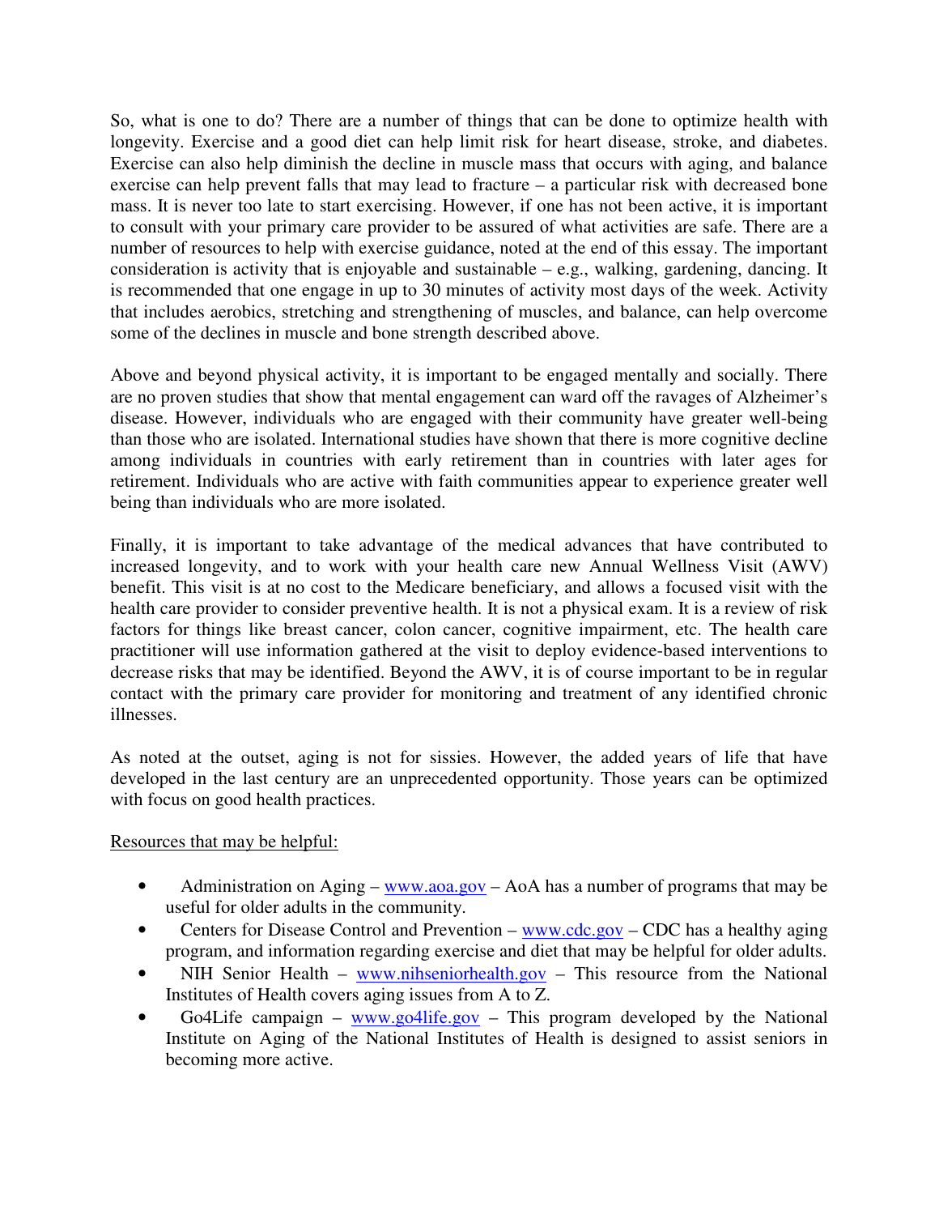So, what is one to do? There are a number of things that can be done to optimize health with longevity. Exercise and a good diet can help limit risk for heart disease, stroke, and diabetes. Exercise can also help diminish the decline in muscle mass that occurs with aging, and balance exercise can help prevent falls that may lead to fracture – a particular risk with decreased bone mass. It is never too late to start exercising. However, if one has not been active, it is important to consult with your primary care provider to be assured of what activities are safe. There are a number of resources to help with exercise guidance, noted at the end of this essay. The important consideration is activity that is enjoyable and sustainable – e.g., walking, gardening, dancing. It is recommended that one engage in up to 30 minutes of activity most days of the week. Activity that includes aerobics, stretching and strengthening of muscles, and balance, can help overcome some of the declines in muscle and bone strength described above.

Above and beyond physical activity, it is important to be engaged mentally and socially. There are no proven studies that show that mental engagement can ward off the ravages of Alzheimer's disease. However, individuals who are engaged with their community have greater well-being than those who are isolated. International studies have shown that there is more cognitive decline among individuals in countries with early retirement than in countries with later ages for retirement. Individuals who are active with faith communities appear to experience greater well being than individuals who are more isolated.

Finally, it is important to take advantage of the medical advances that have contributed to increased longevity, and to work with your health care new Annual Wellness Visit (AWV) benefit. This visit is at no cost to the Medicare beneficiary, and allows a focused visit with the health care provider to consider preventive health. It is not a physical exam. It is a review of risk factors for things like breast cancer, colon cancer, cognitive impairment, etc. The health care practitioner will use information gathered at the visit to deploy evidence-based interventions to decrease risks that may be identified. Beyond the AWV, it is of course important to be in regular contact with the primary care provider for monitoring and treatment of any identified chronic illnesses.

As noted at the outset, aging is not for sissies. However, the added years of life that have developed in the last century are an unprecedented opportunity. Those years can be optimized with focus on good health practices.

<u>Resources that may be helpful:</u>

- Administration on Aging – [www.aoa.gov](http://www.aoa.gov) – AoA has a number of programs that may be useful for older adults in the community.
- Centers for Disease Control and Prevention – [www.cdc.gov](http://www.cdc.gov) – CDC has a healthy aging program, and information regarding exercise and diet that may be helpful for older adults.
- NIH Senior Health – [www.nihseniorhealth.gov](http://www.nihseniorhealth.gov) – This resource from the National Institutes of Health covers aging issues from A to Z.
- Go4Life campaign – [www.go4life.gov](http://www.go4life.gov) – This program developed by the National Institute on Aging of the National Institutes of Health is designed to assist seniors in becoming more active.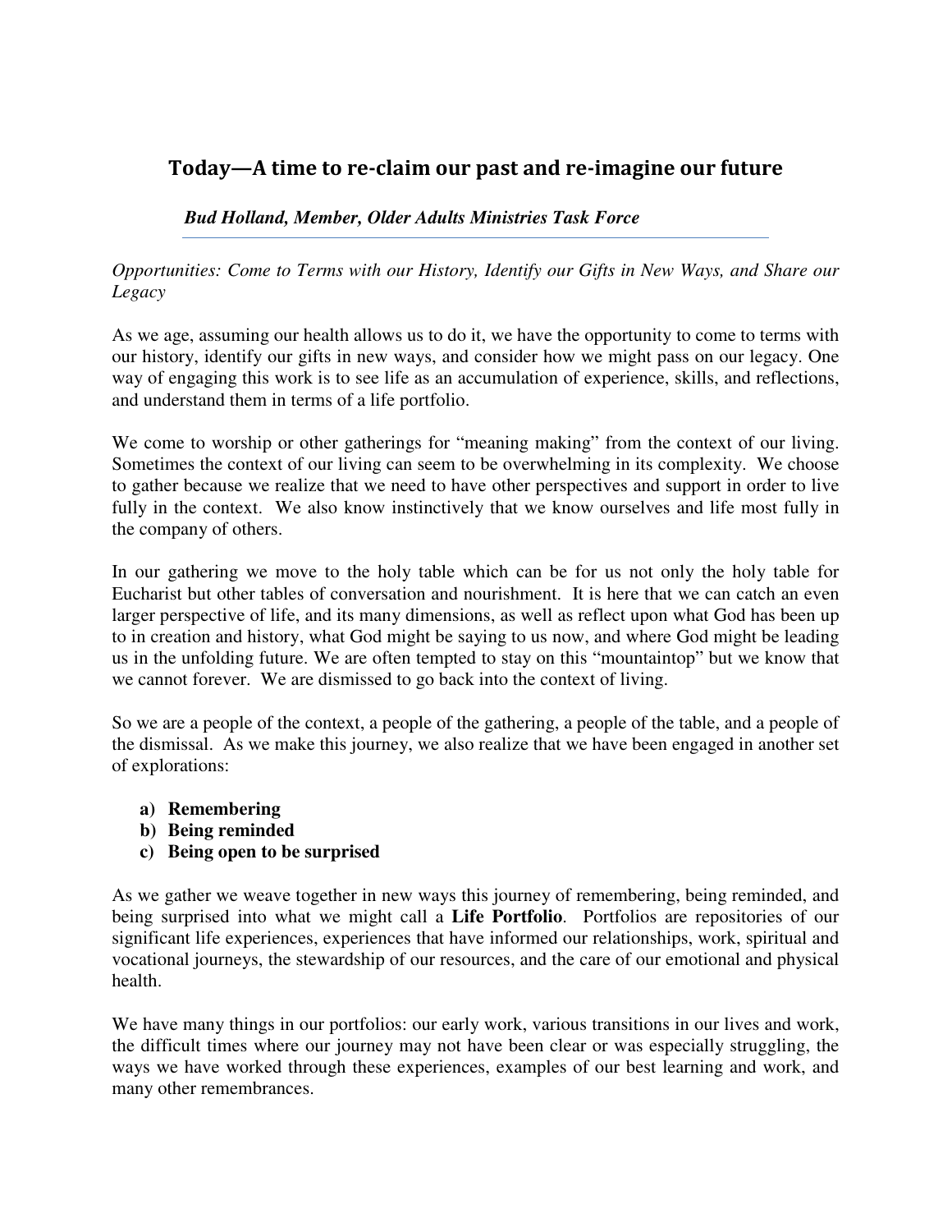## Today—A time to re-claim our past and re-imagine our future

***Bud Holland, Member, Older Adults Ministries Task Force***

*Opportunities: Come to Terms with our History, Identify our Gifts in New Ways, and Share our Legacy*

As we age, assuming our health allows us to do it, we have the opportunity to come to terms with our history, identify our gifts in new ways, and consider how we might pass on our legacy. One way of engaging this work is to see life as an accumulation of experience, skills, and reflections, and understand them in terms of a life portfolio.

We come to worship or other gatherings for "meaning making" from the context of our living. Sometimes the context of our living can seem to be overwhelming in its complexity. We choose to gather because we realize that we need to have other perspectives and support in order to live fully in the context. We also know instinctively that we know ourselves and life most fully in the company of others.

In our gathering we move to the holy table which can be for us not only the holy table for Eucharist but other tables of conversation and nourishment. It is here that we can catch an even larger perspective of life, and its many dimensions, as well as reflect upon what God has been up to in creation and history, what God might be saying to us now, and where God might be leading us in the unfolding future. We are often tempted to stay on this "mountaintop" but we know that we cannot forever. We are dismissed to go back into the context of living.

So we are a people of the context, a people of the gathering, a people of the table, and a people of the dismissal. As we make this journey, we also realize that we have been engaged in another set of explorations:

a) **Remembering**
b) **Being reminded**
c) **Being open to be surprised**

As we gather we weave together in new ways this journey of remembering, being reminded, and being surprised into what we might call a **Life Portfolio**. Portfolios are repositories of our significant life experiences, experiences that have informed our relationships, work, spiritual and vocational journeys, the stewardship of our resources, and the care of our emotional and physical health.

We have many things in our portfolios: our early work, various transitions in our lives and work, the difficult times where our journey may not have been clear or was especially struggling, the ways we have worked through these experiences, examples of our best learning and work, and many other remembrances.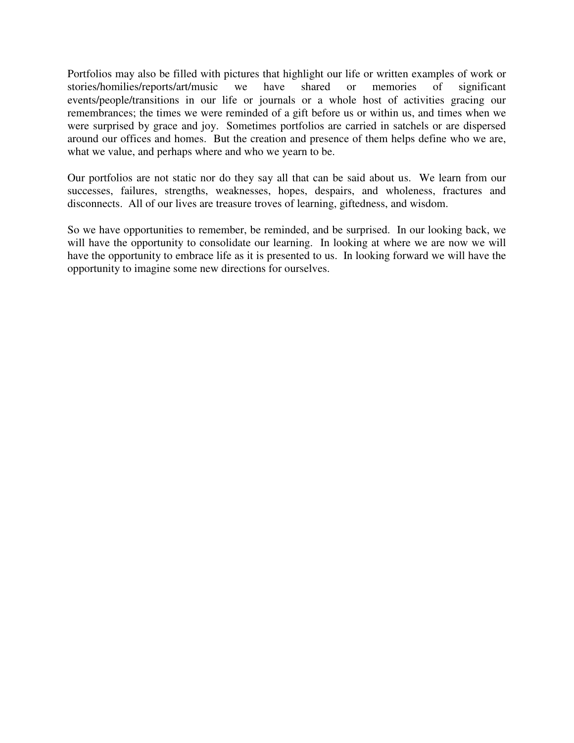Portfolios may also be filled with pictures that highlight our life or written examples of work or stories/homilies/reports/art/music we have shared or memories of significant events/people/transitions in our life or journals or a whole host of activities gracing our remembrances; the times we were reminded of a gift before us or within us, and times when we were surprised by grace and joy. Sometimes portfolios are carried in satchels or are dispersed around our offices and homes. But the creation and presence of them helps define who we are, what we value, and perhaps where and who we yearn to be.

Our portfolios are not static nor do they say all that can be said about us. We learn from our successes, failures, strengths, weaknesses, hopes, despairs, and wholeness, fractures and disconnects. All of our lives are treasure troves of learning, giftedness, and wisdom.

So we have opportunities to remember, be reminded, and be surprised. In our looking back, we will have the opportunity to consolidate our learning. In looking at where we are now we will have the opportunity to embrace life as it is presented to us. In looking forward we will have the opportunity to imagine some new directions for ourselves.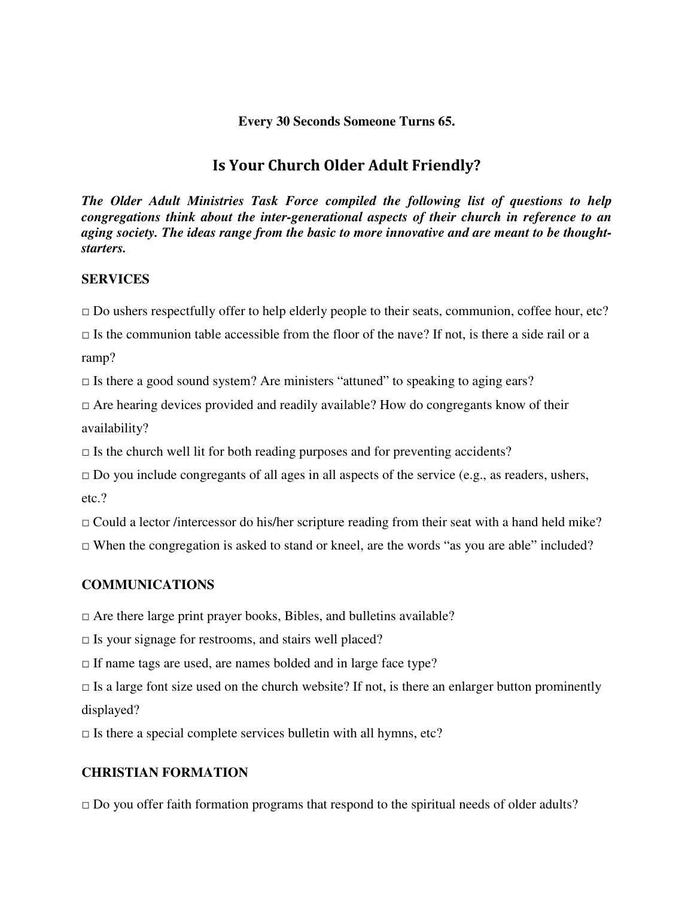**Every 30 Seconds Someone Turns 65.**

## Is Your Church Older Adult Friendly?

***The Older Adult Ministries Task Force compiled the following list of questions to help congregations think about the inter-generational aspects of their church in reference to an aging society. The ideas range from the basic to more innovative and are meant to be thought-starters.***

### SERVICES

□ Do ushers respectfully offer to help elderly people to their seats, communion, coffee hour, etc?

□ Is the communion table accessible from the floor of the nave? If not, is there a side rail or a ramp?

□ Is there a good sound system? Are ministers "attuned" to speaking to aging ears?

□ Are hearing devices provided and readily available? How do congregants know of their availability?

□ Is the church well lit for both reading purposes and for preventing accidents?

□ Do you include congregants of all ages in all aspects of the service (e.g., as readers, ushers, etc.?

□ Could a lector /intercessor do his/her scripture reading from their seat with a hand held mike?

□ When the congregation is asked to stand or kneel, are the words "as you are able" included?

### COMMUNICATIONS

□ Are there large print prayer books, Bibles, and bulletins available?

□ Is your signage for restrooms, and stairs well placed?

□ If name tags are used, are names bolded and in large face type?

□ Is a large font size used on the church website? If not, is there an enlarger button prominently displayed?

□ Is there a special complete services bulletin with all hymns, etc?

### CHRISTIAN FORMATION

□ Do you offer faith formation programs that respond to the spiritual needs of older adults?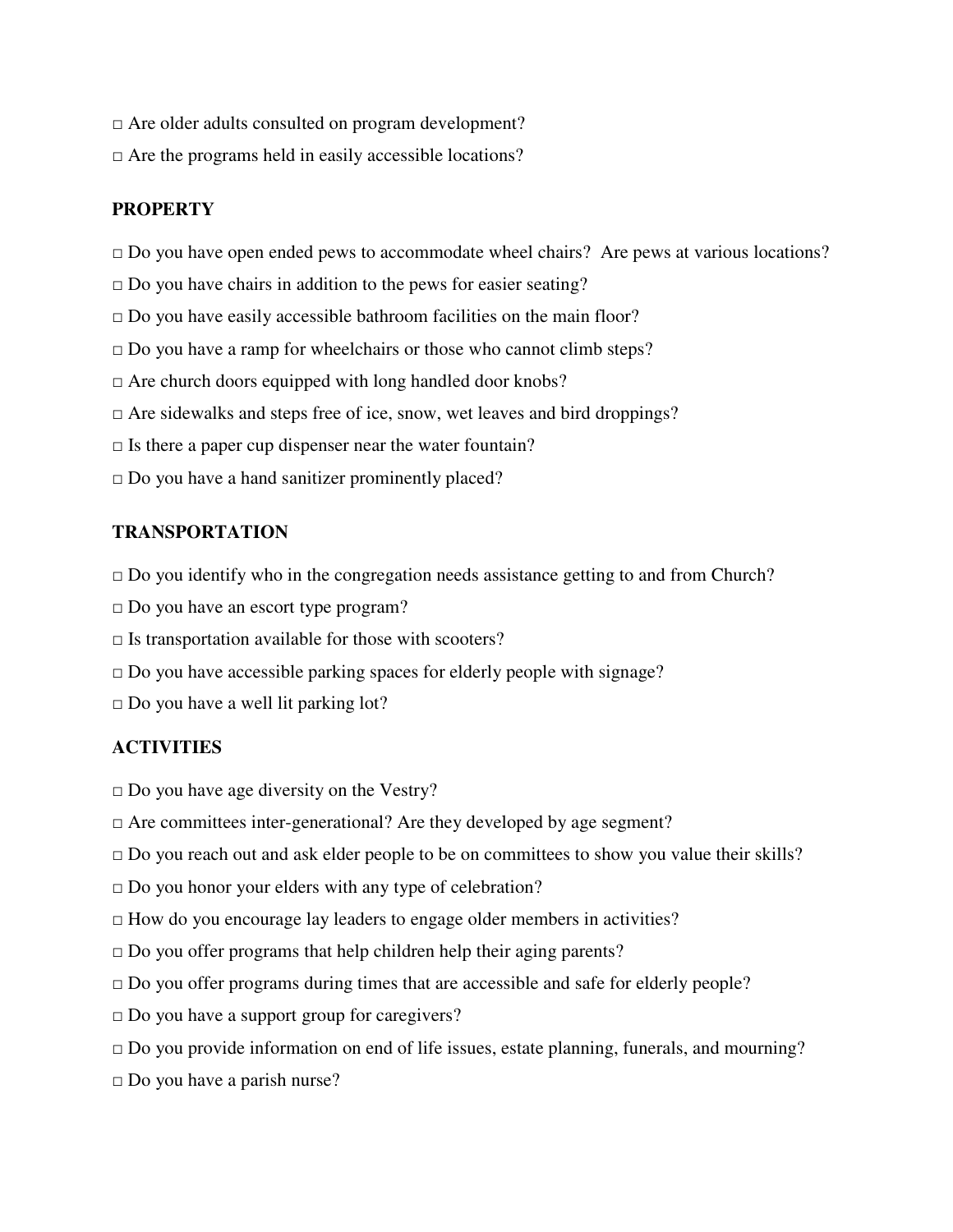□ Are older adults consulted on program development?

□ Are the programs held in easily accessible locations?

**PROPERTY**

□ Do you have open ended pews to accommodate wheel chairs? Are pews at various locations?

□ Do you have chairs in addition to the pews for easier seating?

□ Do you have easily accessible bathroom facilities on the main floor?

□ Do you have a ramp for wheelchairs or those who cannot climb steps?

□ Are church doors equipped with long handled door knobs?

□ Are sidewalks and steps free of ice, snow, wet leaves and bird droppings?

□ Is there a paper cup dispenser near the water fountain?

□ Do you have a hand sanitizer prominently placed?

**TRANSPORTATION**

□ Do you identify who in the congregation needs assistance getting to and from Church?

□ Do you have an escort type program?

□ Is transportation available for those with scooters?

□ Do you have accessible parking spaces for elderly people with signage?

□ Do you have a well lit parking lot?

**ACTIVITIES**

□ Do you have age diversity on the Vestry?

□ Are committees inter-generational? Are they developed by age segment?

□ Do you reach out and ask elder people to be on committees to show you value their skills?

□ Do you honor your elders with any type of celebration?

□ How do you encourage lay leaders to engage older members in activities?

□ Do you offer programs that help children help their aging parents?

□ Do you offer programs during times that are accessible and safe for elderly people?

□ Do you have a support group for caregivers?

□ Do you provide information on end of life issues, estate planning, funerals, and mourning?

□ Do you have a parish nurse?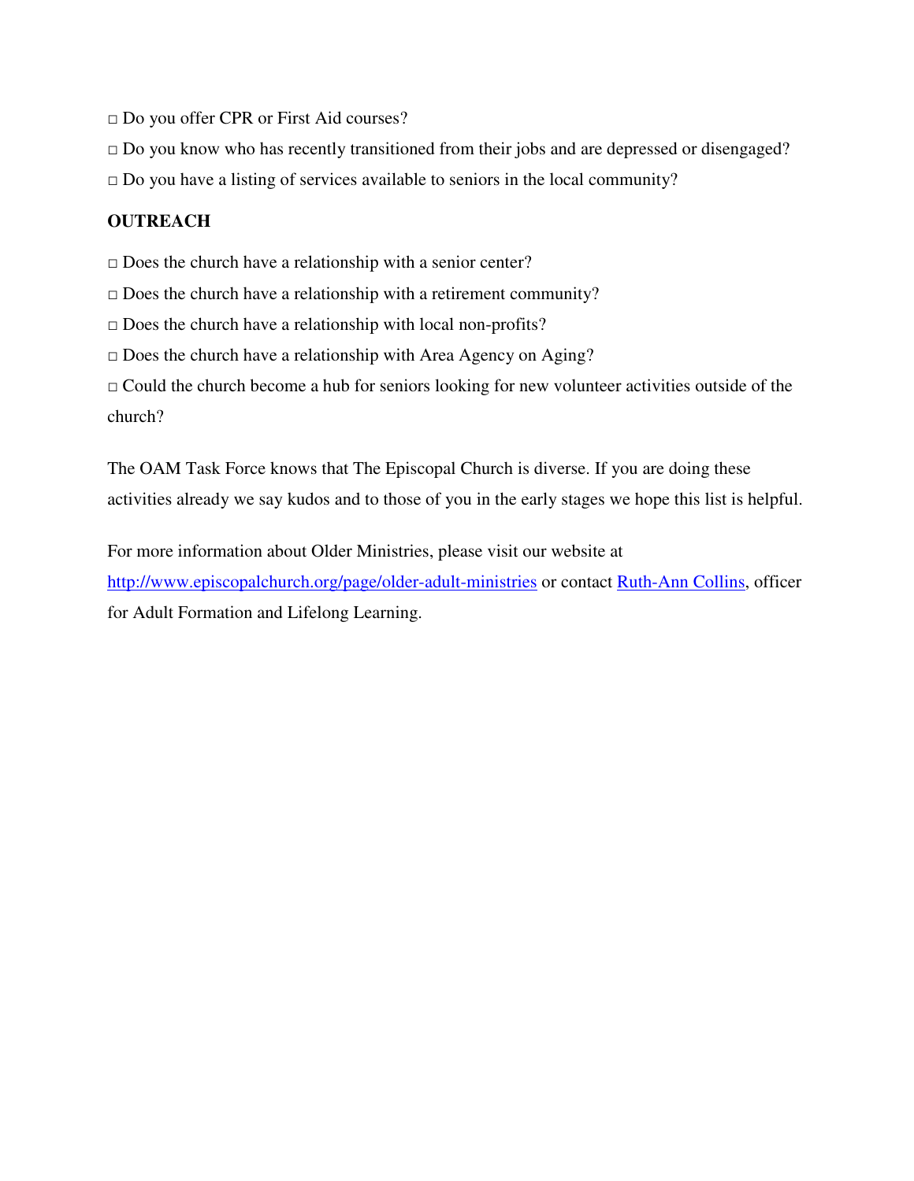□ Do you offer CPR or First Aid courses?

□ Do you know who has recently transitioned from their jobs and are depressed or disengaged?

□ Do you have a listing of services available to seniors in the local community?

**OUTREACH**

□ Does the church have a relationship with a senior center?

□ Does the church have a relationship with a retirement community?

□ Does the church have a relationship with local non-profits?

□ Does the church have a relationship with Area Agency on Aging?

□ Could the church become a hub for seniors looking for new volunteer activities outside of the church?

The OAM Task Force knows that The Episcopal Church is diverse. If you are doing these activities already we say kudos and to those of you in the early stages we hope this list is helpful.

For more information about Older Ministries, please visit our website at [http://www.episcopalchurch.org/page/older-adult-ministries](http://www.episcopalchurch.org/page/older-adult-ministries) or contact Ruth-Ann Collins, officer for Adult Formation and Lifelong Learning.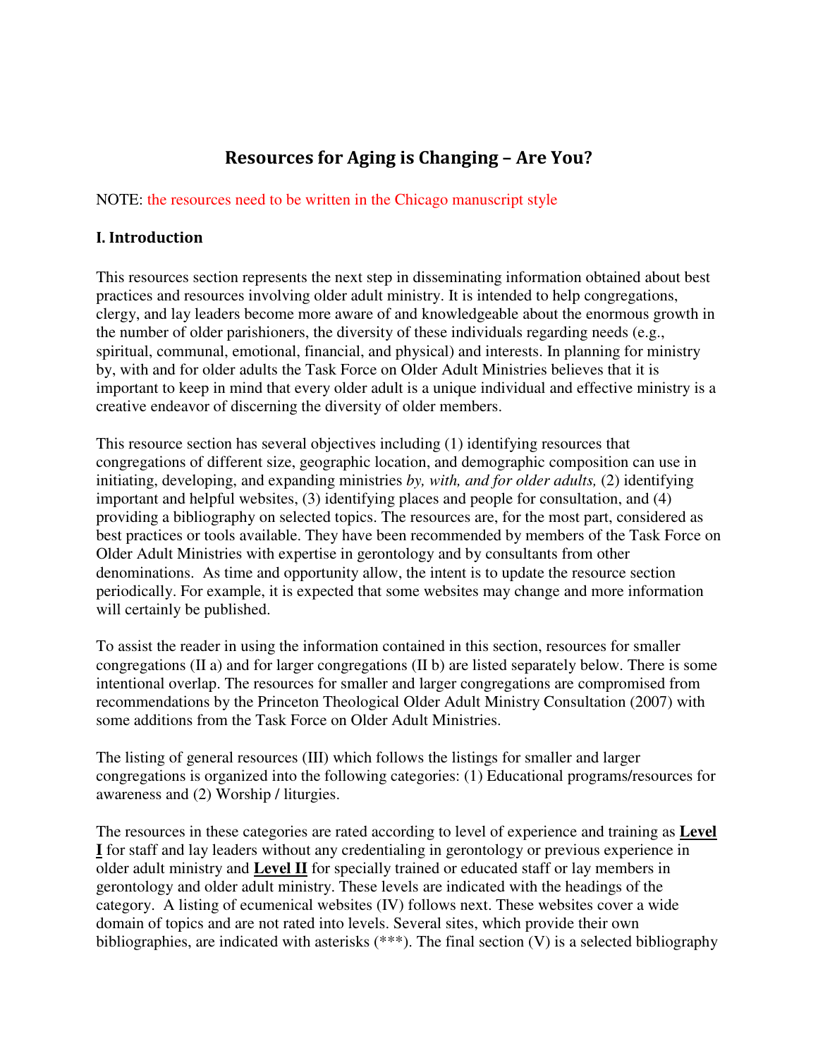# Resources for Aging is Changing – Are You?

NOTE: the resources need to be written in the Chicago manuscript style

## I. Introduction

This resources section represents the next step in disseminating information obtained about best practices and resources involving older adult ministry. It is intended to help congregations, clergy, and lay leaders become more aware of and knowledgeable about the enormous growth in the number of older parishioners, the diversity of these individuals regarding needs (e.g., spiritual, communal, emotional, financial, and physical) and interests. In planning for ministry by, with and for older adults the Task Force on Older Adult Ministries believes that it is important to keep in mind that every older adult is a unique individual and effective ministry is a creative endeavor of discerning the diversity of older members.

This resource section has several objectives including (1) identifying resources that congregations of different size, geographic location, and demographic composition can use in initiating, developing, and expanding ministries *by, with, and for older adults,* (2) identifying important and helpful websites, (3) identifying places and people for consultation, and (4) providing a bibliography on selected topics. The resources are, for the most part, considered as best practices or tools available. They have been recommended by members of the Task Force on Older Adult Ministries with expertise in gerontology and by consultants from other denominations. As time and opportunity allow, the intent is to update the resource section periodically. For example, it is expected that some websites may change and more information will certainly be published.

To assist the reader in using the information contained in this section, resources for smaller congregations (II a) and for larger congregations (II b) are listed separately below. There is some intentional overlap. The resources for smaller and larger congregations are compromised from recommendations by the Princeton Theological Older Adult Ministry Consultation (2007) with some additions from the Task Force on Older Adult Ministries.

The listing of general resources (III) which follows the listings for smaller and larger congregations is organized into the following categories: (1) Educational programs/resources for awareness and (2) Worship / liturgies.

The resources in these categories are rated according to level of experience and training as **Level I** for staff and lay leaders without any credentialing in gerontology or previous experience in older adult ministry and **Level II** for specially trained or educated staff or lay members in gerontology and older adult ministry. These levels are indicated with the headings of the category. A listing of ecumenical websites (IV) follows next. These websites cover a wide domain of topics and are not rated into levels. Several sites, which provide their own bibliographies, are indicated with asterisks (***). The final section (V) is a selected bibliography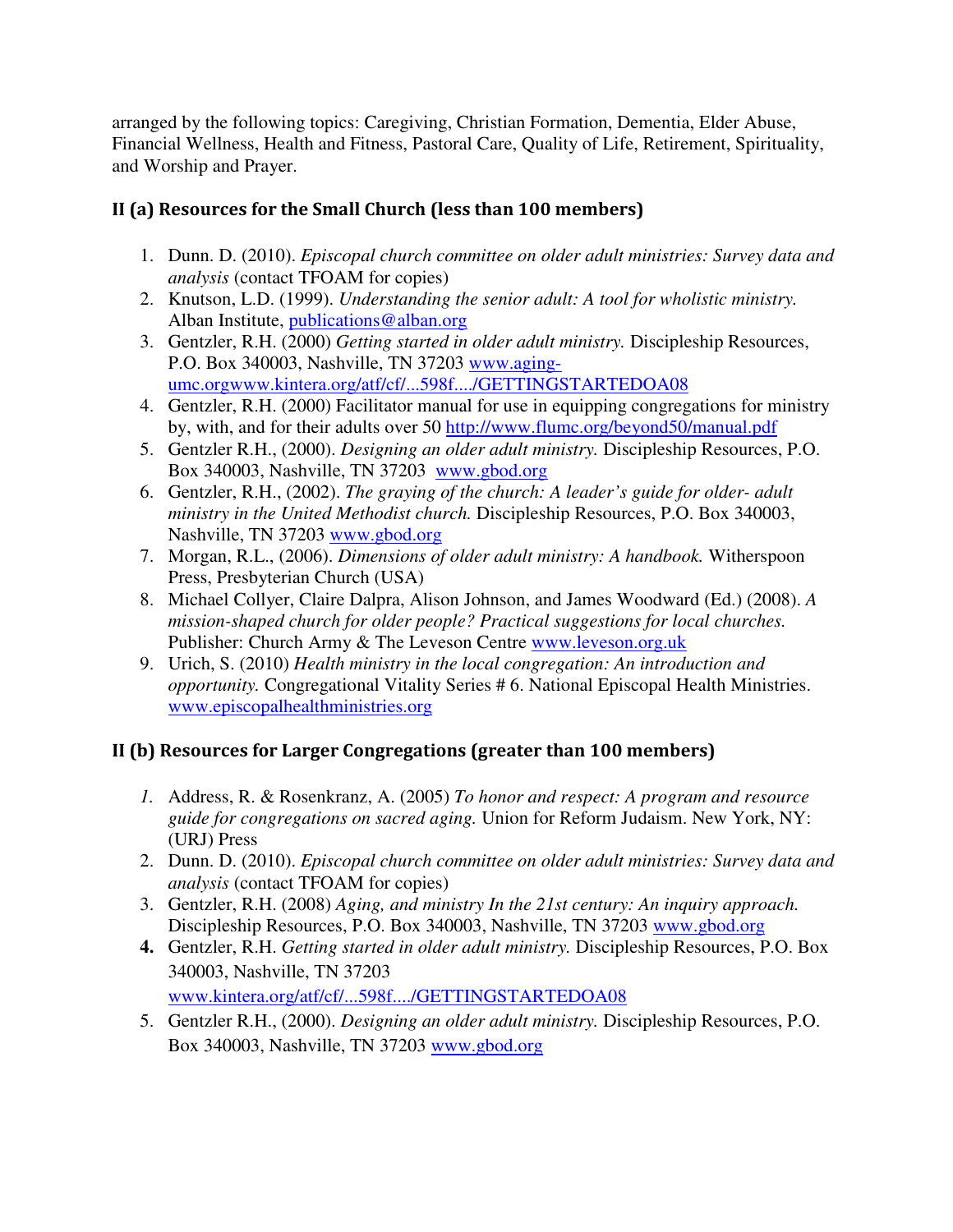arranged by the following topics: Caregiving, Christian Formation, Dementia, Elder Abuse, Financial Wellness, Health and Fitness, Pastoral Care, Quality of Life, Retirement, Spirituality, and Worship and Prayer.

## II (a) Resources for the Small Church (less than 100 members)

1. Dunn. D. (2010). *Episcopal church committee on older adult ministries: Survey data and analysis* (contact TFOAM for copies)
2. Knutson, L.D. (1999). *Understanding the senior adult: A tool for wholistic ministry.* Alban Institute, publications@alban.org
3. Gentzler, R.H. (2000) *Getting started in older adult ministry.* Discipleship Resources, P.O. Box 340003, Nashville, TN 37203 www.aging-umc.orgwww.kintera.org/atf/cf/...598f..../GETTINGSTARTEDOA08
4. Gentzler, R.H. (2000) Facilitator manual for use in equipping congregations for ministry by, with, and for their adults over 50 http://www.flumc.org/beyond50/manual.pdf
5. Gentzler R.H., (2000). *Designing an older adult ministry.* Discipleship Resources, P.O. Box 340003, Nashville, TN 37203 www.gbod.org
6. Gentzler, R.H., (2002). *The graying of the church: A leader's guide for older- adult ministry in the United Methodist church.* Discipleship Resources, P.O. Box 340003, Nashville, TN 37203 www.gbod.org
7. Morgan, R.L., (2006). *Dimensions of older adult ministry: A handbook.* Witherspoon Press, Presbyterian Church (USA)
8. Michael Collyer, Claire Dalpra, Alison Johnson, and James Woodward (Ed.) (2008). *A mission-shaped church for older people? Practical suggestions for local churches.* Publisher: Church Army & The Leveson Centre www.leveson.org.uk
9. Urich, S. (2010) *Health ministry in the local congregation: An introduction and opportunity.* Congregational Vitality Series # 6. National Episcopal Health Ministries. www.episcopalhealthministries.org

## II (b) Resources for Larger Congregations (greater than 100 members)

1. Address, R. & Rosenkranz, A. (2005) *To honor and respect: A program and resource guide for congregations on sacred aging.* Union for Reform Judaism. New York, NY: (URJ) Press
2. Dunn. D. (2010). *Episcopal church committee on older adult ministries: Survey data and analysis* (contact TFOAM for copies)
3. Gentzler, R.H. (2008) *Aging, and ministry In the 21st century: An inquiry approach.* Discipleship Resources, P.O. Box 340003, Nashville, TN 37203 www.gbod.org
4. Gentzler, R.H. *Getting started in older adult ministry.* Discipleship Resources, P.O. Box 340003, Nashville, TN 37203 www.kintera.org/atf/cf/...598f..../GETTINGSTARTEDOA08
5. Gentzler R.H., (2000). *Designing an older adult ministry.* Discipleship Resources, P.O. Box 340003, Nashville, TN 37203 www.gbod.org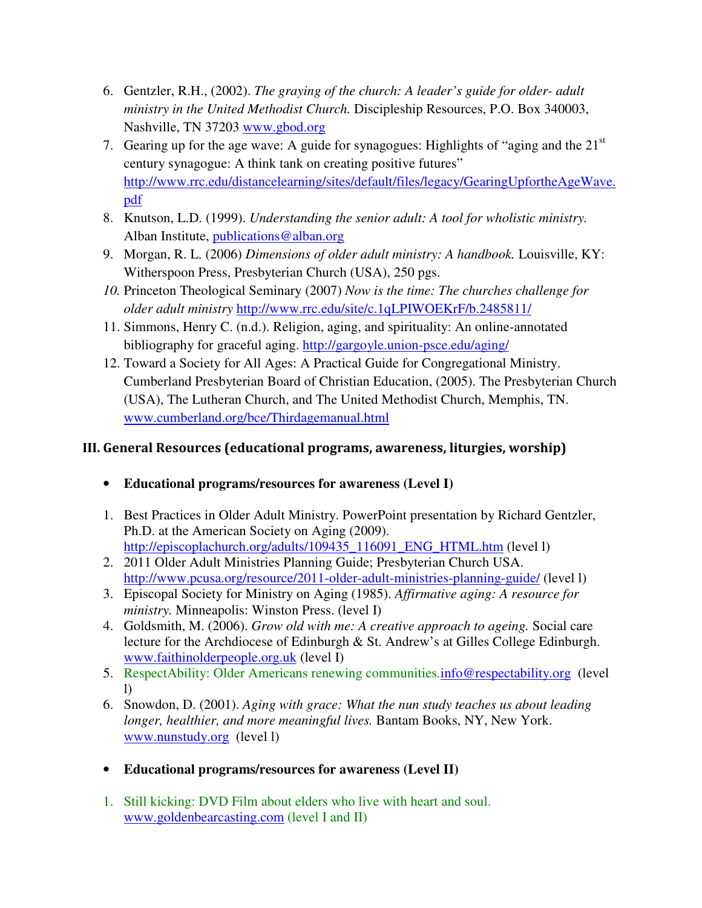6. Gentzler, R.H., (2002). *The graying of the church: A leader's guide for older- adult ministry in the United Methodist Church.* Discipleship Resources, P.O. Box 340003, Nashville, TN 37203 www.gbod.org
7. Gearing up for the age wave: A guide for synagogues: Highlights of "aging and the 21st century synagogue: A think tank on creating positive futures" http://www.rrc.edu/distancelearning/sites/default/files/legacy/GearingUpfortheAgeWave.pdf
8. Knutson, L.D. (1999). *Understanding the senior adult: A tool for wholistic ministry.* Alban Institute, publications@alban.org
9. Morgan, R. L. (2006) *Dimensions of older adult ministry: A handbook.* Louisville, KY: Witherspoon Press, Presbyterian Church (USA), 250 pgs.
10. Princeton Theological Seminary (2007) *Now is the time: The churches challenge for older adult ministry* http://www.rrc.edu/site/c.1qLPIWOEKrF/b.2485811/
11. Simmons, Henry C. (n.d.). Religion, aging, and spirituality: An online-annotated bibliography for graceful aging. http://gargoyle.union-psce.edu/aging/
12. Toward a Society for All Ages: A Practical Guide for Congregational Ministry. Cumberland Presbyterian Board of Christian Education, (2005). The Presbyterian Church (USA), The Lutheran Church, and The United Methodist Church, Memphis, TN. www.cumberland.org/bce/Thirdagemanual.html

## III. General Resources (educational programs, awareness, liturgies, worship)

- **Educational programs/resources for awareness (Level I)**

1. Best Practices in Older Adult Ministry. PowerPoint presentation by Richard Gentzler, Ph.D. at the American Society on Aging (2009). http://episcoplachurch.org/adults/109435_116091_ENG_HTML.htm (level l)
2. 2011 Older Adult Ministries Planning Guide; Presbyterian Church USA. http://www.pcusa.org/resource/2011-older-adult-ministries-planning-guide/ (level l)
3. Episcopal Society for Ministry on Aging (1985). *Affirmative aging: A resource for ministry.* Minneapolis: Winston Press. (level I)
4. Goldsmith, M. (2006). *Grow old with me: A creative approach to ageing.* Social care lecture for the Archdiocese of Edinburgh & St. Andrew's at Gilles College Edinburgh. www.faithinolderpeople.org.uk (level I)
5. RespectAbility: Older Americans renewing communities.info@respectability.org (level l)
6. Snowdon, D. (2001). *Aging with grace: What the nun study teaches us about leading longer, healthier, and more meaningful lives.* Bantam Books, NY, New York. www.nunstudy.org (level l)

- **Educational programs/resources for awareness (Level II)**

1. Still kicking: DVD Film about elders who live with heart and soul. www.goldenbearcasting.com (level I and II)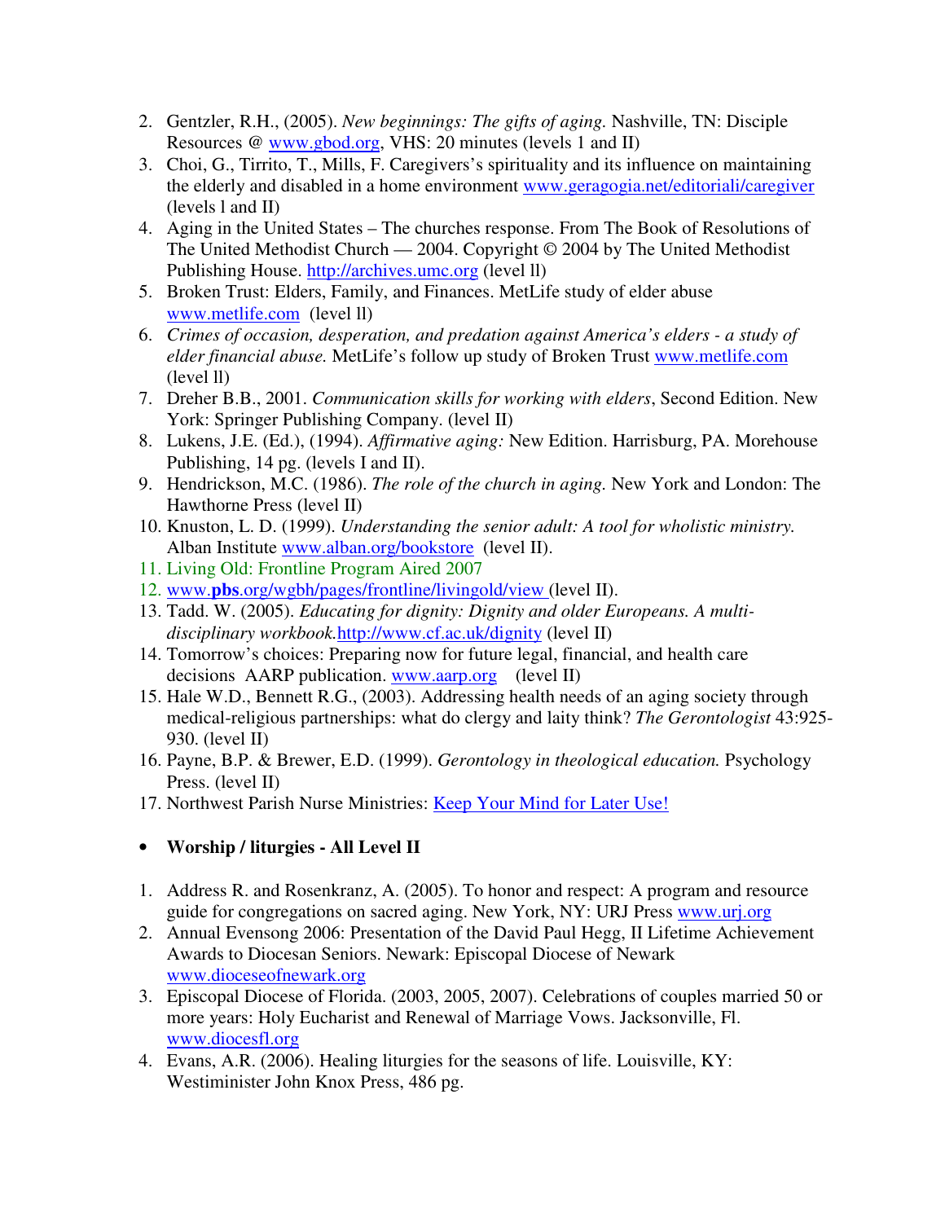2. Gentzler, R.H., (2005). *New beginnings: The gifts of aging.* Nashville, TN: Disciple Resources @ www.gbod.org, VHS: 20 minutes (levels 1 and II)
3. Choi, G., Tirrito, T., Mills, F. Caregivers's spirituality and its influence on maintaining the elderly and disabled in a home environment www.geragogia.net/editoriali/caregiver (levels l and II)
4. Aging in the United States – The churches response. From The Book of Resolutions of The United Methodist Church — 2004. Copyright © 2004 by The United Methodist Publishing House. http://archives.umc.org (level ll)
5. Broken Trust: Elders, Family, and Finances. MetLife study of elder abuse www.metlife.com (level ll)
6. *Crimes of occasion, desperation, and predation against America's elders - a study of elder financial abuse.* MetLife's follow up study of Broken Trust www.metlife.com (level ll)
7. Dreher B.B., 2001. *Communication skills for working with elders*, Second Edition. New York: Springer Publishing Company. (level II)
8. Lukens, J.E. (Ed.), (1994). *Affirmative aging:* New Edition. Harrisburg, PA. Morehouse Publishing, 14 pg. (levels I and II).
9. Hendrickson, M.C. (1986). *The role of the church in aging.* New York and London: The Hawthorne Press (level II)
10. Knuston, L. D. (1999). *Understanding the senior adult: A tool for wholistic ministry.* Alban Institute www.alban.org/bookstore (level II).
11. Living Old: Frontline Program Aired 2007
12. www.**pbs**.org/wgbh/pages/frontline/livingold/view (level II).
13. Tadd. W. (2005). *Educating for dignity: Dignity and older Europeans. A multi-disciplinary workbook.*http://www.cf.ac.uk/dignity (level II)
14. Tomorrow's choices: Preparing now for future legal, financial, and health care decisions AARP publication. www.aarp.org (level II)
15. Hale W.D., Bennett R.G., (2003). Addressing health needs of an aging society through medical-religious partnerships: what do clergy and laity think? *The Gerontologist* 43:925-930. (level II)
16. Payne, B.P. & Brewer, E.D. (1999). *Gerontology in theological education.* Psychology Press. (level II)
17. Northwest Parish Nurse Ministries: Keep Your Mind for Later Use!

- **Worship / liturgies - All Level II**

1. Address R. and Rosenkranz, A. (2005). To honor and respect: A program and resource guide for congregations on sacred aging. New York, NY: URJ Press www.urj.org
2. Annual Evensong 2006: Presentation of the David Paul Hegg, II Lifetime Achievement Awards to Diocesan Seniors. Newark: Episcopal Diocese of Newark www.dioceseofnewark.org
3. Episcopal Diocese of Florida. (2003, 2005, 2007). Celebrations of couples married 50 or more years: Holy Eucharist and Renewal of Marriage Vows. Jacksonville, Fl. www.diocesfl.org
4. Evans, A.R. (2006). Healing liturgies for the seasons of life. Louisville, KY: Westiminister John Knox Press, 486 pg.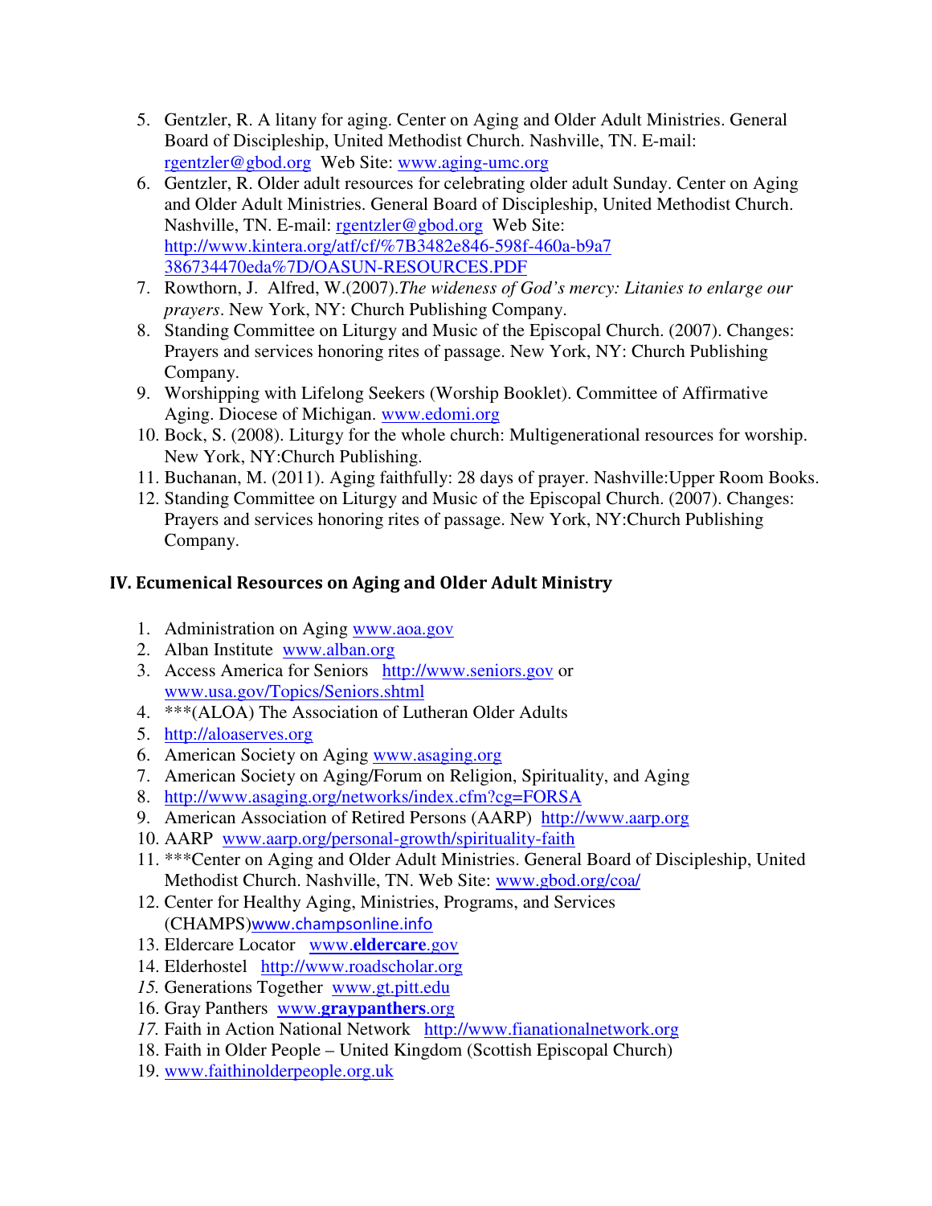5. Gentzler, R. A litany for aging. Center on Aging and Older Adult Ministries. General Board of Discipleship, United Methodist Church. Nashville, TN. E-mail: rgentzler@gbod.org Web Site: www.aging-umc.org
6. Gentzler, R. Older adult resources for celebrating older adult Sunday. Center on Aging and Older Adult Ministries. General Board of Discipleship, United Methodist Church. Nashville, TN. E-mail: rgentzler@gbod.org Web Site: http://www.kintera.org/atf/cf/%7B3482e846-598f-460a-b9a7 386734470eda%7D/OASUN-RESOURCES.PDF
7. Rowthorn, J. Alfred, W.(2007).*The wideness of God's mercy: Litanies to enlarge our prayers*. New York, NY: Church Publishing Company.
8. Standing Committee on Liturgy and Music of the Episcopal Church. (2007). Changes: Prayers and services honoring rites of passage. New York, NY: Church Publishing Company.
9. Worshipping with Lifelong Seekers (Worship Booklet). Committee of Affirmative Aging. Diocese of Michigan. www.edomi.org
10. Bock, S. (2008). Liturgy for the whole church: Multigenerational resources for worship. New York, NY:Church Publishing.
11. Buchanan, M. (2011). Aging faithfully: 28 days of prayer. Nashville:Upper Room Books.
12. Standing Committee on Liturgy and Music of the Episcopal Church. (2007). Changes: Prayers and services honoring rites of passage. New York, NY:Church Publishing Company.

## IV. Ecumenical Resources on Aging and Older Adult Ministry

1. Administration on Aging www.aoa.gov
2. Alban Institute www.alban.org
3. Access America for Seniors http://www.seniors.gov or www.usa.gov/Topics/Seniors.shtml
4. ***(ALOA) The Association of Lutheran Older Adults
5. http://aloaserves.org
6. American Society on Aging www.asaging.org
7. American Society on Aging/Forum on Religion, Spirituality, and Aging
8. http://www.asaging.org/networks/index.cfm?cg=FORSA
9. American Association of Retired Persons (AARP) http://www.aarp.org
10. AARP www.aarp.org/personal-growth/spirituality-faith
11. ***Center on Aging and Older Adult Ministries. General Board of Discipleship, United Methodist Church. Nashville, TN. Web Site: www.gbod.org/coa/
12. Center for Healthy Aging, Ministries, Programs, and Services (CHAMPS)www.champsonline.info
13. Eldercare Locator www.**eldercare**.gov
14. Elderhostel http://www.roadscholar.org
15. Generations Together www.gt.pitt.edu
16. Gray Panthers www.**graypanthers**.org
17. Faith in Action National Network http://www.fianationalnetwork.org
18. Faith in Older People – United Kingdom (Scottish Episcopal Church)
19. www.faithinolderpeople.org.uk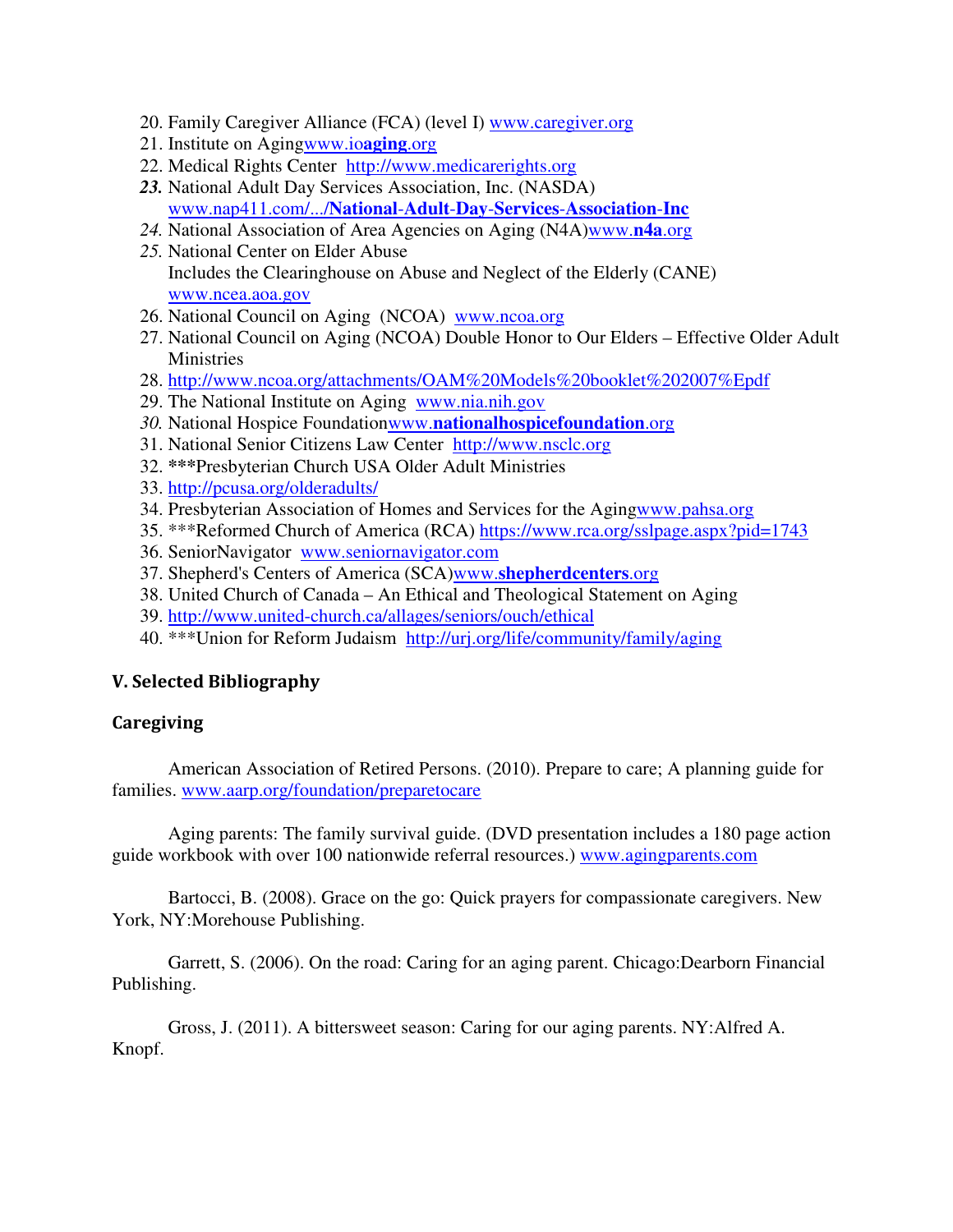20. Family Caregiver Alliance (FCA) (level I) www.caregiver.org
21. Institute on Agingwww.ioaging.org
22. Medical Rights Center http://www.medicarerights.org
23. National Adult Day Services Association, Inc. (NASDA) www.nap411.com/.../National-Adult-Day-Services-Association-Inc
24. National Association of Area Agencies on Aging (N4A)www.n4a.org
25. National Center on Elder Abuse
    Includes the Clearinghouse on Abuse and Neglect of the Elderly (CANE)
    www.ncea.aoa.gov
26. National Council on Aging (NCOA) www.ncoa.org
27. National Council on Aging (NCOA) Double Honor to Our Elders – Effective Older Adult Ministries
28. http://www.ncoa.org/attachments/OAM%20Models%20booklet%202007%Epdf
29. The National Institute on Aging www.nia.nih.gov
30. National Hospice Foundationwww.nationalhospicefoundation.org
31. National Senior Citizens Law Center http://www.nsclc.org
32. ***Presbyterian Church USA Older Adult Ministries
33. http://pcusa.org/olderadults/
34. Presbyterian Association of Homes and Services for the Agingwww.pahsa.org
35. ***Reformed Church of America (RCA) https://www.rca.org/sslpage.aspx?pid=1743
36. SeniorNavigator www.seniornavigator.com
37. Shepherd's Centers of America (SCA)www.shepherdcenters.org
38. United Church of Canada – An Ethical and Theological Statement on Aging
39. http://www.united-church.ca/allages/seniors/ouch/ethical
40. ***Union for Reform Judaism http://urj.org/life/community/family/aging

## V. Selected Bibliography

### Caregiving

American Association of Retired Persons. (2010). Prepare to care; A planning guide for families. www.aarp.org/foundation/preparetocare

Aging parents: The family survival guide. (DVD presentation includes a 180 page action guide workbook with over 100 nationwide referral resources.) www.agingparents.com

Bartocci, B. (2008). Grace on the go: Quick prayers for compassionate caregivers. New York, NY:Morehouse Publishing.

Garrett, S. (2006). On the road: Caring for an aging parent. Chicago:Dearborn Financial Publishing.

Gross, J. (2011). A bittersweet season: Caring for our aging parents. NY:Alfred A. Knopf.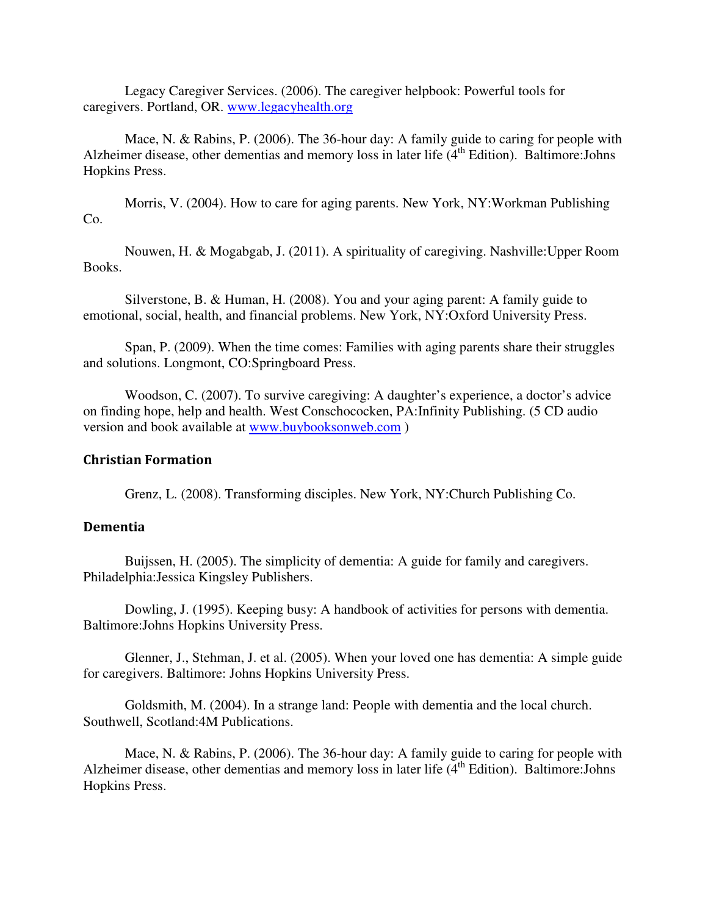Legacy Caregiver Services. (2006). The caregiver helpbook: Powerful tools for caregivers. Portland, OR. www.legacyhealth.org

Mace, N. & Rabins, P. (2006). The 36-hour day: A family guide to caring for people with Alzheimer disease, other dementias and memory loss in later life (4th Edition). Baltimore:Johns Hopkins Press.

Morris, V. (2004). How to care for aging parents. New York, NY:Workman Publishing Co.

Nouwen, H. & Mogabgab, J. (2011). A spirituality of caregiving. Nashville:Upper Room Books.

Silverstone, B. & Human, H. (2008). You and your aging parent: A family guide to emotional, social, health, and financial problems. New York, NY:Oxford University Press.

Span, P. (2009). When the time comes: Families with aging parents share their struggles and solutions. Longmont, CO:Springboard Press.

Woodson, C. (2007). To survive caregiving: A daughter's experience, a doctor's advice on finding hope, help and health. West Conschocken, PA:Infinity Publishing. (5 CD audio version and book available at www.buybooksonweb.com )

## Christian Formation

Grenz, L. (2008). Transforming disciples. New York, NY:Church Publishing Co.

## Dementia

Buijssen, H. (2005). The simplicity of dementia: A guide for family and caregivers. Philadelphia:Jessica Kingsley Publishers.

Dowling, J. (1995). Keeping busy: A handbook of activities for persons with dementia. Baltimore:Johns Hopkins University Press.

Glenner, J., Stehman, J. et al. (2005). When your loved one has dementia: A simple guide for caregivers. Baltimore: Johns Hopkins University Press.

Goldsmith, M. (2004). In a strange land: People with dementia and the local church. Southwell, Scotland:4M Publications.

Mace, N. & Rabins, P. (2006). The 36-hour day: A family guide to caring for people with Alzheimer disease, other dementias and memory loss in later life (4th Edition). Baltimore:Johns Hopkins Press.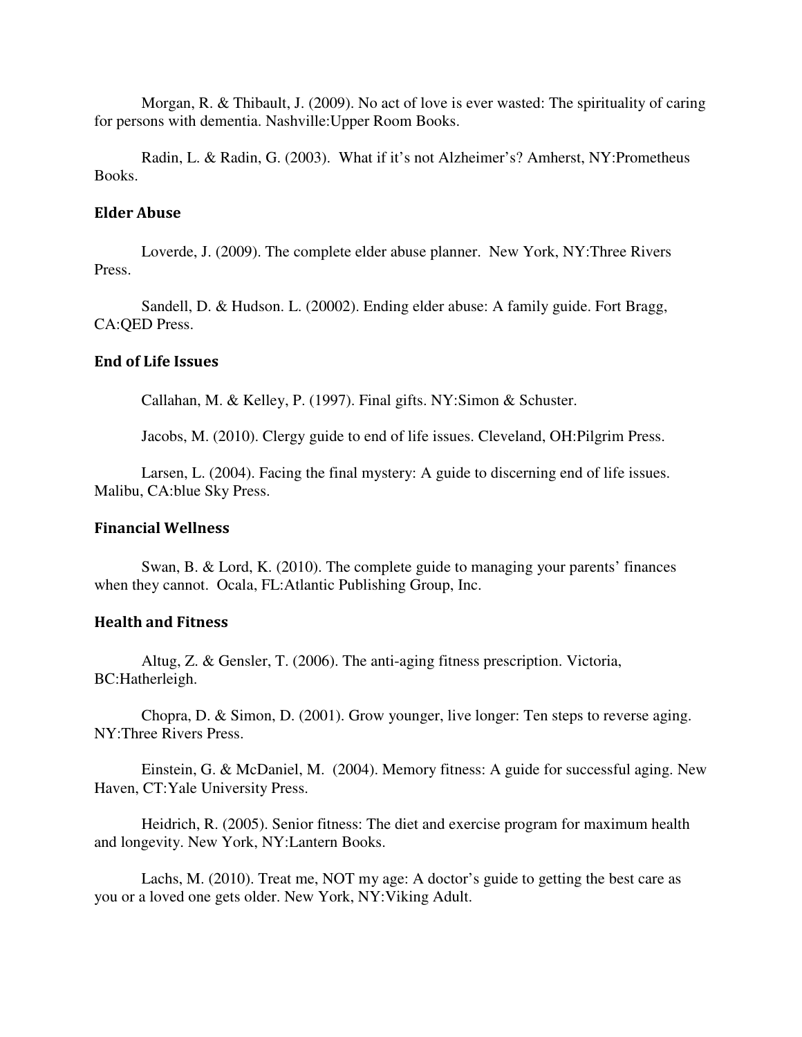Morgan, R. & Thibault, J. (2009). No act of love is ever wasted: The spirituality of caring for persons with dementia. Nashville:Upper Room Books.

Radin, L. & Radin, G. (2003). What if it's not Alzheimer's? Amherst, NY:Prometheus Books.

### Elder Abuse

Loverde, J. (2009). The complete elder abuse planner. New York, NY:Three Rivers Press.

Sandell, D. & Hudson. L. (20002). Ending elder abuse: A family guide. Fort Bragg, CA:QED Press.

### End of Life Issues

Callahan, M. & Kelley, P. (1997). Final gifts. NY:Simon & Schuster.

Jacobs, M. (2010). Clergy guide to end of life issues. Cleveland, OH:Pilgrim Press.

Larsen, L. (2004). Facing the final mystery: A guide to discerning end of life issues. Malibu, CA:blue Sky Press.

### Financial Wellness

Swan, B. & Lord, K. (2010). The complete guide to managing your parents' finances when they cannot. Ocala, FL:Atlantic Publishing Group, Inc.

### Health and Fitness

Altug, Z. & Gensler, T. (2006). The anti-aging fitness prescription. Victoria, BC:Hatherleigh.

Chopra, D. & Simon, D. (2001). Grow younger, live longer: Ten steps to reverse aging. NY:Three Rivers Press.

Einstein, G. & McDaniel, M. (2004). Memory fitness: A guide for successful aging. New Haven, CT:Yale University Press.

Heidrich, R. (2005). Senior fitness: The diet and exercise program for maximum health and longevity. New York, NY:Lantern Books.

Lachs, M. (2010). Treat me, NOT my age: A doctor's guide to getting the best care as you or a loved one gets older. New York, NY:Viking Adult.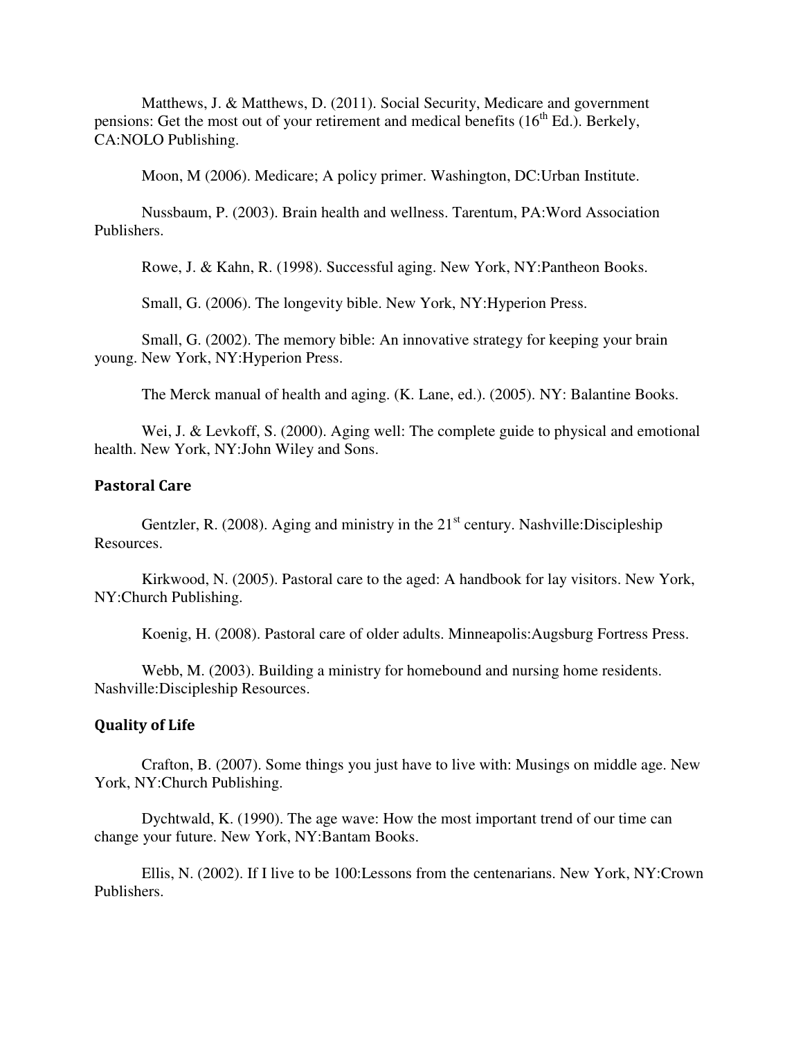Matthews, J. & Matthews, D. (2011). Social Security, Medicare and government pensions: Get the most out of your retirement and medical benefits (16th Ed.). Berkely, CA:NOLO Publishing.

Moon, M (2006). Medicare; A policy primer. Washington, DC:Urban Institute.

Nussbaum, P. (2003). Brain health and wellness. Tarentum, PA:Word Association Publishers.

Rowe, J. & Kahn, R. (1998). Successful aging. New York, NY:Pantheon Books.

Small, G. (2006). The longevity bible. New York, NY:Hyperion Press.

Small, G. (2002). The memory bible: An innovative strategy for keeping your brain young. New York, NY:Hyperion Press.

The Merck manual of health and aging. (K. Lane, ed.). (2005). NY: Balantine Books.

Wei, J. & Levkoff, S. (2000). Aging well: The complete guide to physical and emotional health. New York, NY:John Wiley and Sons.

### Pastoral Care

Gentzler, R. (2008). Aging and ministry in the 21st century. Nashville:Discipleship Resources.

Kirkwood, N. (2005). Pastoral care to the aged: A handbook for lay visitors. New York, NY:Church Publishing.

Koenig, H. (2008). Pastoral care of older adults. Minneapolis:Augsburg Fortress Press.

Webb, M. (2003). Building a ministry for homebound and nursing home residents. Nashville:Discipleship Resources.

### Quality of Life

Crafton, B. (2007). Some things you just have to live with: Musings on middle age. New York, NY:Church Publishing.

Dychtwald, K. (1990). The age wave: How the most important trend of our time can change your future. New York, NY:Bantam Books.

Ellis, N. (2002). If I live to be 100:Lessons from the centenarians. New York, NY:Crown Publishers.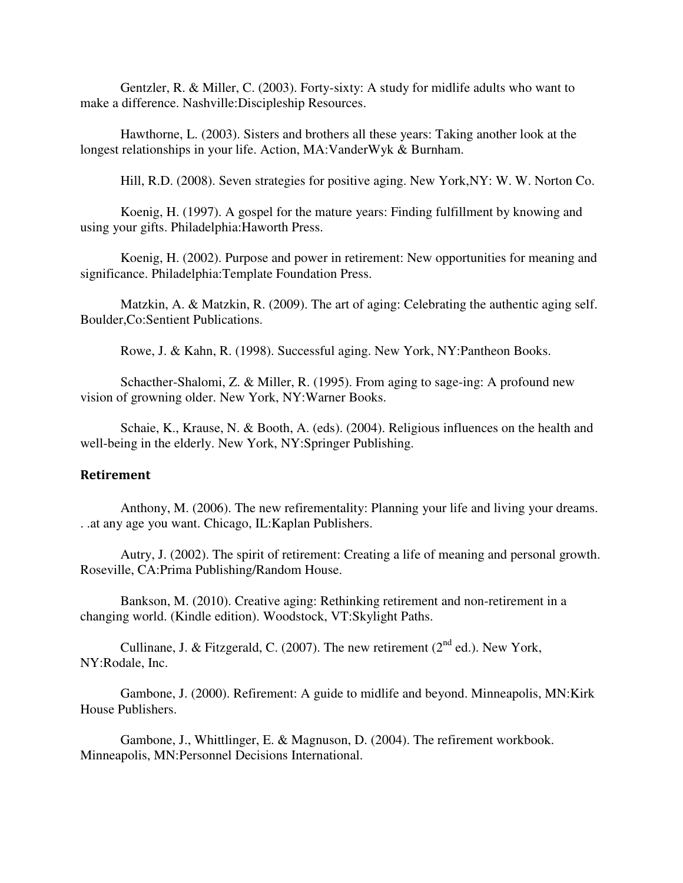Gentzler, R. & Miller, C. (2003). Forty-sixty: A study for midlife adults who want to make a difference. Nashville:Discipleship Resources.

Hawthorne, L. (2003). Sisters and brothers all these years: Taking another look at the longest relationships in your life. Action, MA:VanderWyk & Burnham.

Hill, R.D. (2008). Seven strategies for positive aging. New York,NY: W. W. Norton Co.

Koenig, H. (1997). A gospel for the mature years: Finding fulfillment by knowing and using your gifts. Philadelphia:Haworth Press.

Koenig, H. (2002). Purpose and power in retirement: New opportunities for meaning and significance. Philadelphia:Template Foundation Press.

Matzkin, A. & Matzkin, R. (2009). The art of aging: Celebrating the authentic aging self. Boulder,Co:Sentient Publications.

Rowe, J. & Kahn, R. (1998). Successful aging. New York, NY:Pantheon Books.

Schacther-Shalomi, Z. & Miller, R. (1995). From aging to sage-ing: A profound new vision of growning older. New York, NY:Warner Books.

Schaie, K., Krause, N. & Booth, A. (eds). (2004). Religious influences on the health and well-being in the elderly. New York, NY:Springer Publishing.

## Retirement

Anthony, M. (2006). The new refirementality: Planning your life and living your dreams. . .at any age you want. Chicago, IL:Kaplan Publishers.

Autry, J. (2002). The spirit of retirement: Creating a life of meaning and personal growth. Roseville, CA:Prima Publishing/Random House.

Bankson, M. (2010). Creative aging: Rethinking retirement and non-retirement in a changing world. (Kindle edition). Woodstock, VT:Skylight Paths.

Cullinane, J. & Fitzgerald, C. (2007). The new retirement (2nd ed.). New York, NY:Rodale, Inc.

Gambone, J. (2000). Refirement: A guide to midlife and beyond. Minneapolis, MN:Kirk House Publishers.

Gambone, J., Whittlinger, E. & Magnuson, D. (2004). The refirement workbook. Minneapolis, MN:Personnel Decisions International.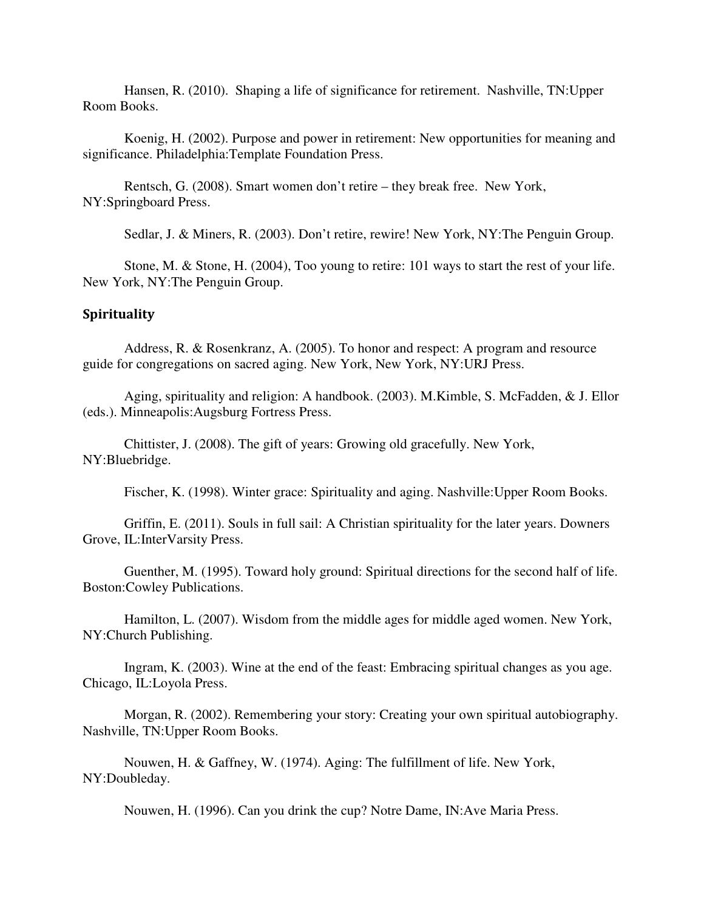Hansen, R. (2010). Shaping a life of significance for retirement. Nashville, TN:Upper Room Books.

Koenig, H. (2002). Purpose and power in retirement: New opportunities for meaning and significance. Philadelphia:Template Foundation Press.

Rentsch, G. (2008). Smart women don't retire – they break free. New York, NY:Springboard Press.

Sedlar, J. & Miners, R. (2003). Don't retire, rewire! New York, NY:The Penguin Group.

Stone, M. & Stone, H. (2004), Too young to retire: 101 ways to start the rest of your life. New York, NY:The Penguin Group.

## Spirituality

Address, R. & Rosenkranz, A. (2005). To honor and respect: A program and resource guide for congregations on sacred aging. New York, New York, NY:URJ Press.

Aging, spirituality and religion: A handbook. (2003). M.Kimble, S. McFadden, & J. Ellor (eds.). Minneapolis:Augsburg Fortress Press.

Chittister, J. (2008). The gift of years: Growing old gracefully. New York, NY:Bluebridge.

Fischer, K. (1998). Winter grace: Spirituality and aging. Nashville:Upper Room Books.

Griffin, E. (2011). Souls in full sail: A Christian spirituality for the later years. Downers Grove, IL:InterVarsity Press.

Guenther, M. (1995). Toward holy ground: Spiritual directions for the second half of life. Boston:Cowley Publications.

Hamilton, L. (2007). Wisdom from the middle ages for middle aged women. New York, NY:Church Publishing.

Ingram, K. (2003). Wine at the end of the feast: Embracing spiritual changes as you age. Chicago, IL:Loyola Press.

Morgan, R. (2002). Remembering your story: Creating your own spiritual autobiography. Nashville, TN:Upper Room Books.

Nouwen, H. & Gaffney, W. (1974). Aging: The fulfillment of life. New York, NY:Doubleday.

Nouwen, H. (1996). Can you drink the cup? Notre Dame, IN:Ave Maria Press.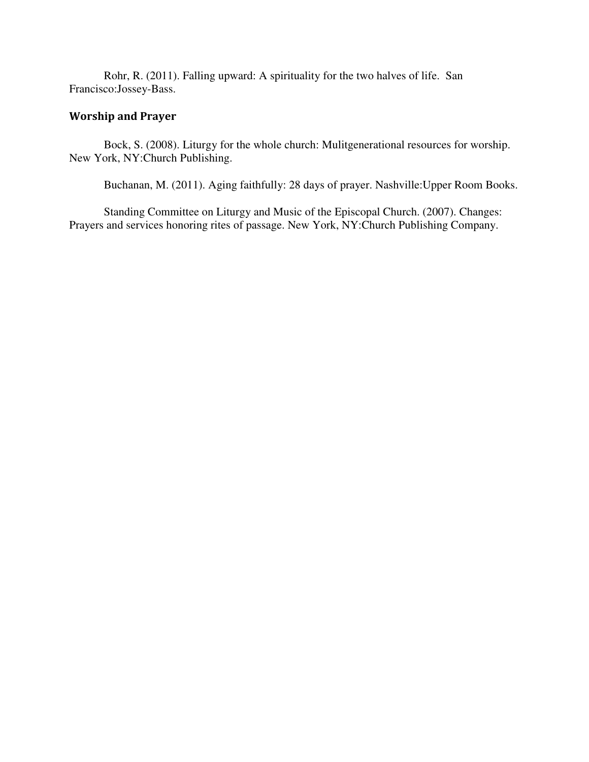Rohr, R. (2011). Falling upward: A spirituality for the two halves of life. San Francisco:Jossey-Bass.

### Worship and Prayer

Bock, S. (2008). Liturgy for the whole church: Mulitgenerational resources for worship. New York, NY:Church Publishing.

Buchanan, M. (2011). Aging faithfully: 28 days of prayer. Nashville:Upper Room Books.

Standing Committee on Liturgy and Music of the Episcopal Church. (2007). Changes: Prayers and services honoring rites of passage. New York, NY:Church Publishing Company.